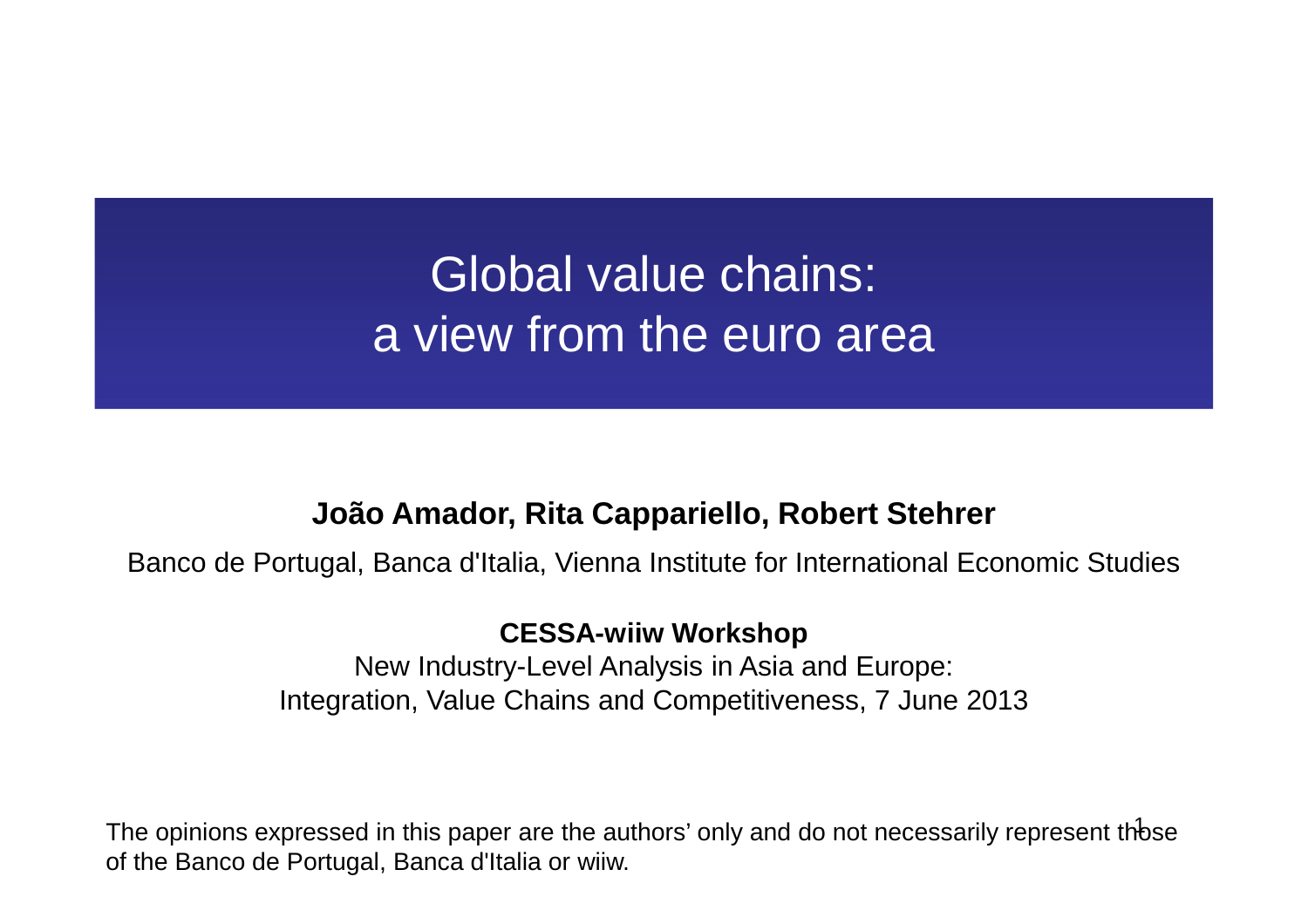# Global value chains: a view from the euro area

**João Amador, Rita Cappariello, Robert Stehrer**

Banco de Portugal, Banca d'Italia, Vienna Institute for International Economic Studies

**CESSA-wiiw Workshop**

New Industry-Level Analysis in Asia and Europe:
Integration, Value Chains and Competitiveness, 7 June 2013

The opinions expressed in this paper are the authors' only and do not necessarily represent those of the Banco de Portugal, Banca d'Italia or wiiw.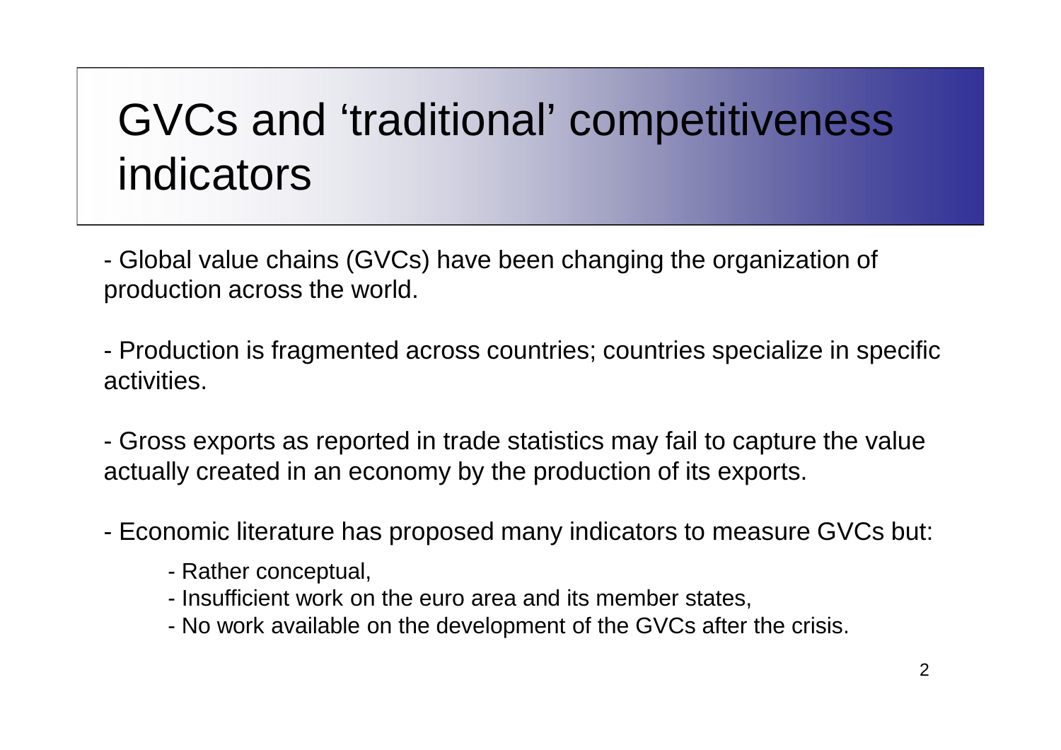# GVCs and 'traditional' competitiveness indicators

- Global value chains (GVCs) have been changing the organization of production across the world.

- Production is fragmented across countries; countries specialize in specific activities.

- Gross exports as reported in trade statistics may fail to capture the value actually created in an economy by the production of its exports.

- Economic literature has proposed many indicators to measure GVCs but:
    - Rather conceptual,
    - Insufficient work on the euro area and its member states,
    - No work available on the development of the GVCs after the crisis.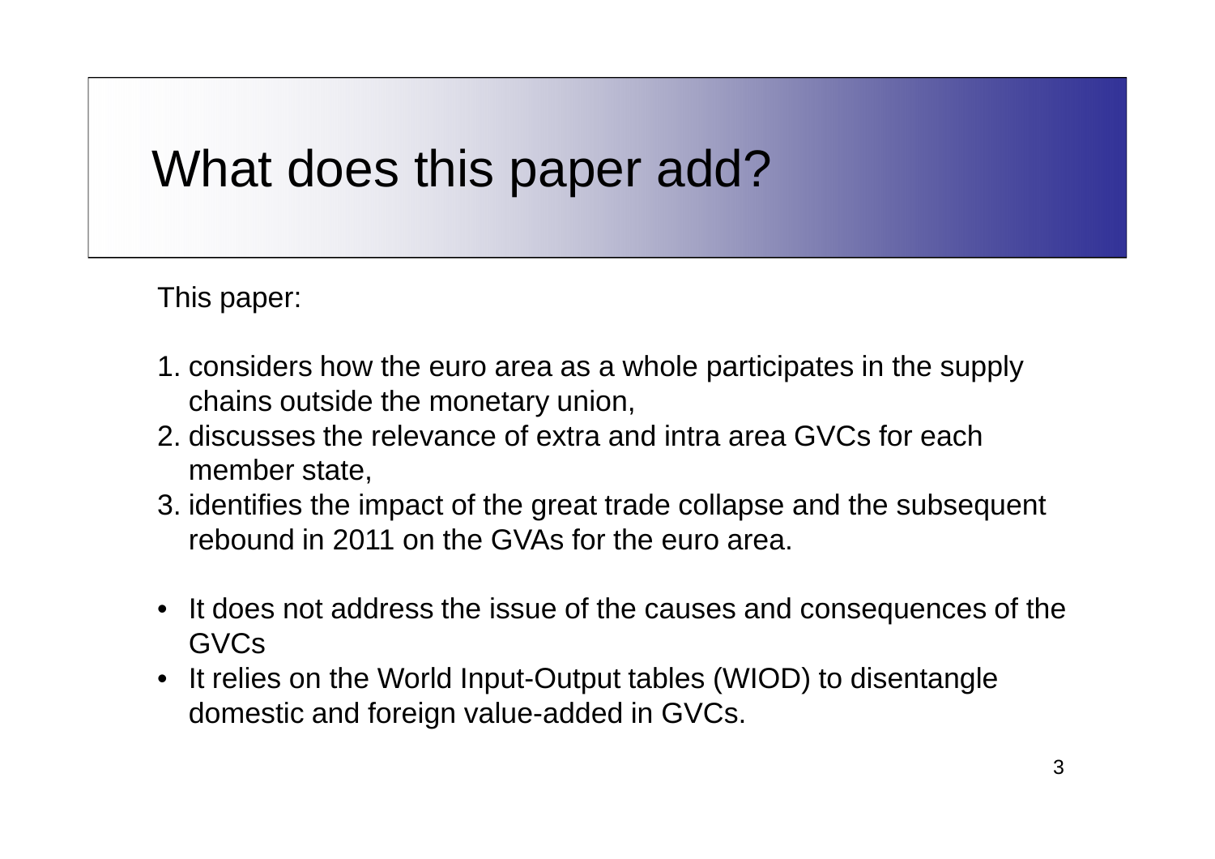# What does this paper add?

This paper:

1. considers how the euro area as a whole participates in the supply chains outside the monetary union,
2. discusses the relevance of extra and intra area GVCs for each member state,
3. identifies the impact of the great trade collapse and the subsequent rebound in 2011 on the GVAs for the euro area.

- It does not address the issue of the causes and consequences of the GVCs
- It relies on the World Input-Output tables (WIOD) to disentangle domestic and foreign value-added in GVCs.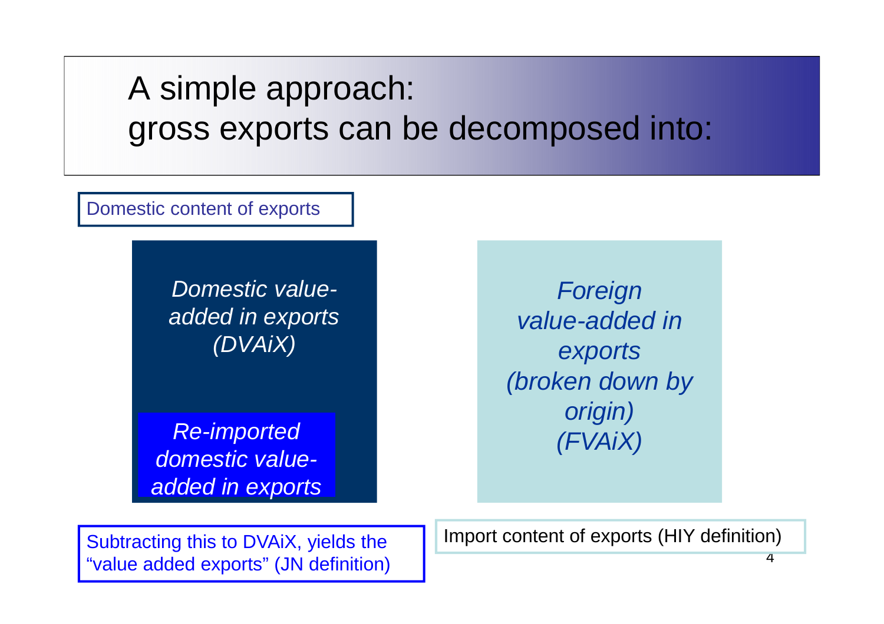# A simple approach: gross exports can be decomposed into:

Domestic content of exports

*Domestic value-added in exports (DVAiX)*

*Re-imported domestic value-added in exports*

*Foreign value-added in exports (broken down by origin) (FVAiX)*

Subtracting this to DVAiX, yields the "value added exports" (JN definition)

Import content of exports (HIY definition)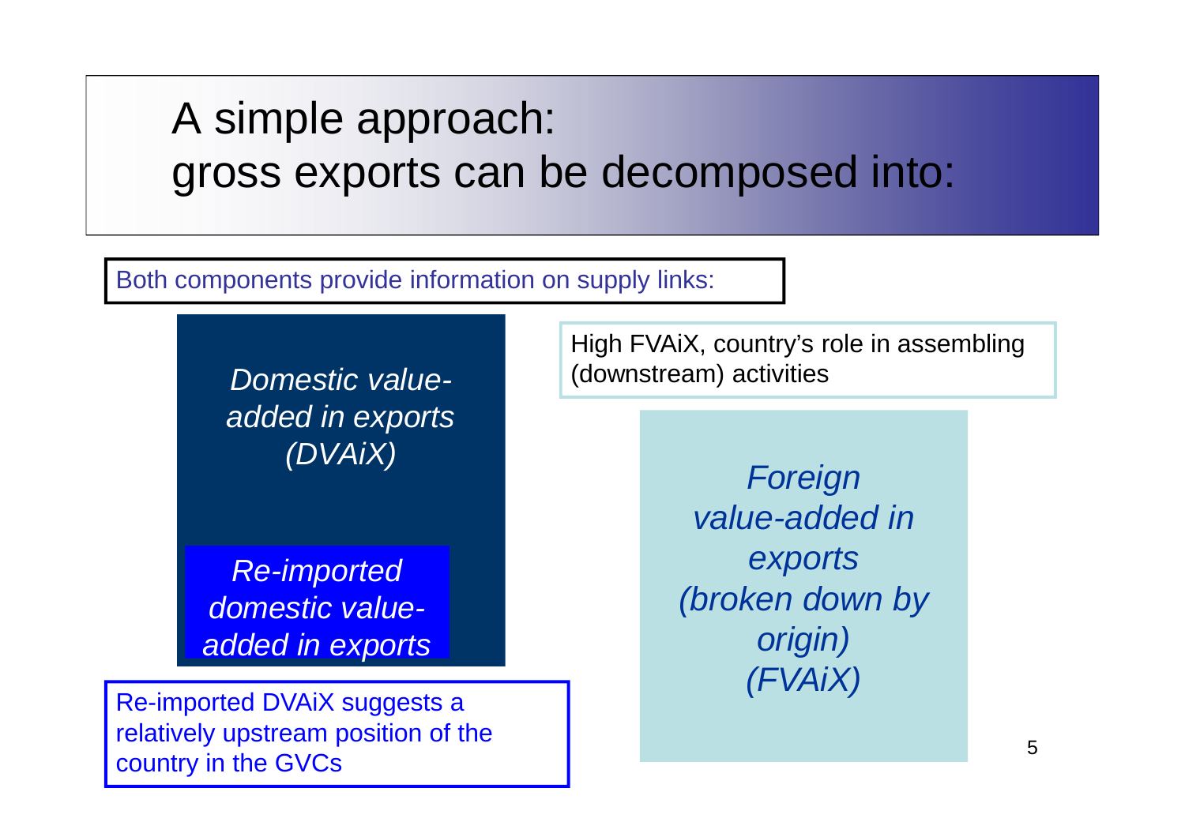# A simple approach: gross exports can be decomposed into:

Both components provide information on supply links:

*Domestic value-added in exports (DVAiX)*

*Re-imported domestic value-added in exports*

Re-imported DVAiX suggests a relatively upstream position of the country in the GVCs

High FVAiX, country's role in assembling (downstream) activities

*Foreign value-added in exports (broken down by origin) (FVAiX)*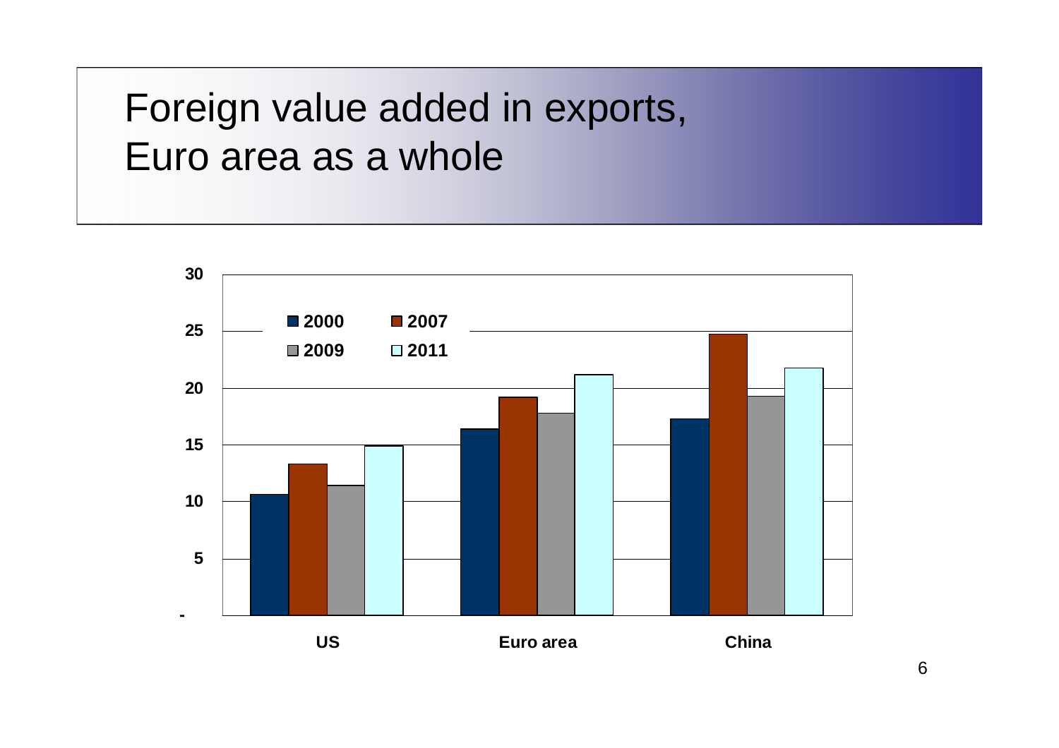# Foreign value added in exports, Euro area as a whole

| | 2000 | 2007 | 2009 | 2011 |
|---|---|---|---|---|
| US | 10.7 | 13.3 | 11.4 | 14.9 |
| Euro area | 16.4 | 19.2 | 17.8 | 21.2 |
| China | 17.3 | 24.7 | 19.3 | 21.8 |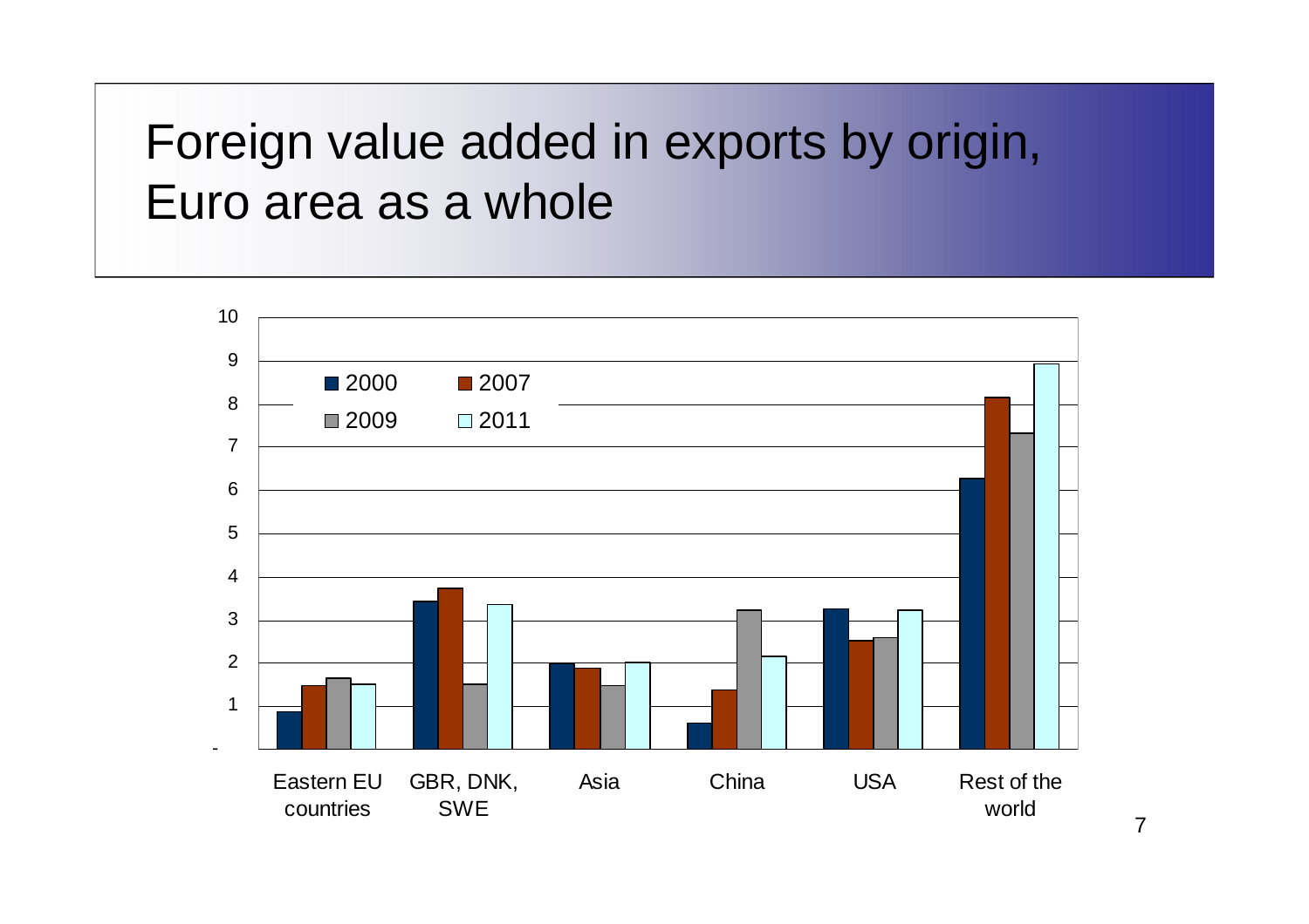# Foreign value added in exports by origin, Euro area as a whole

| | 2000 | 2007 | 2009 | 2011 |
|---|---|---|---|---|
| Eastern EU countries | 0.9 | 1.5 | 1.6 | 1.5 |
| GBR, DNK, SWE | 3.4 | 3.7 | 1.5 | 3.3 |
| Asia | 2.0 | 1.9 | 1.5 | 2.0 |
| China | 0.6 | 1.4 | 3.2 | 2.1 |
| USA | 3.2 | 2.5 | 2.6 | 3.2 |
| Rest of the world | 6.3 | 8.1 | 7.3 | 8.9 |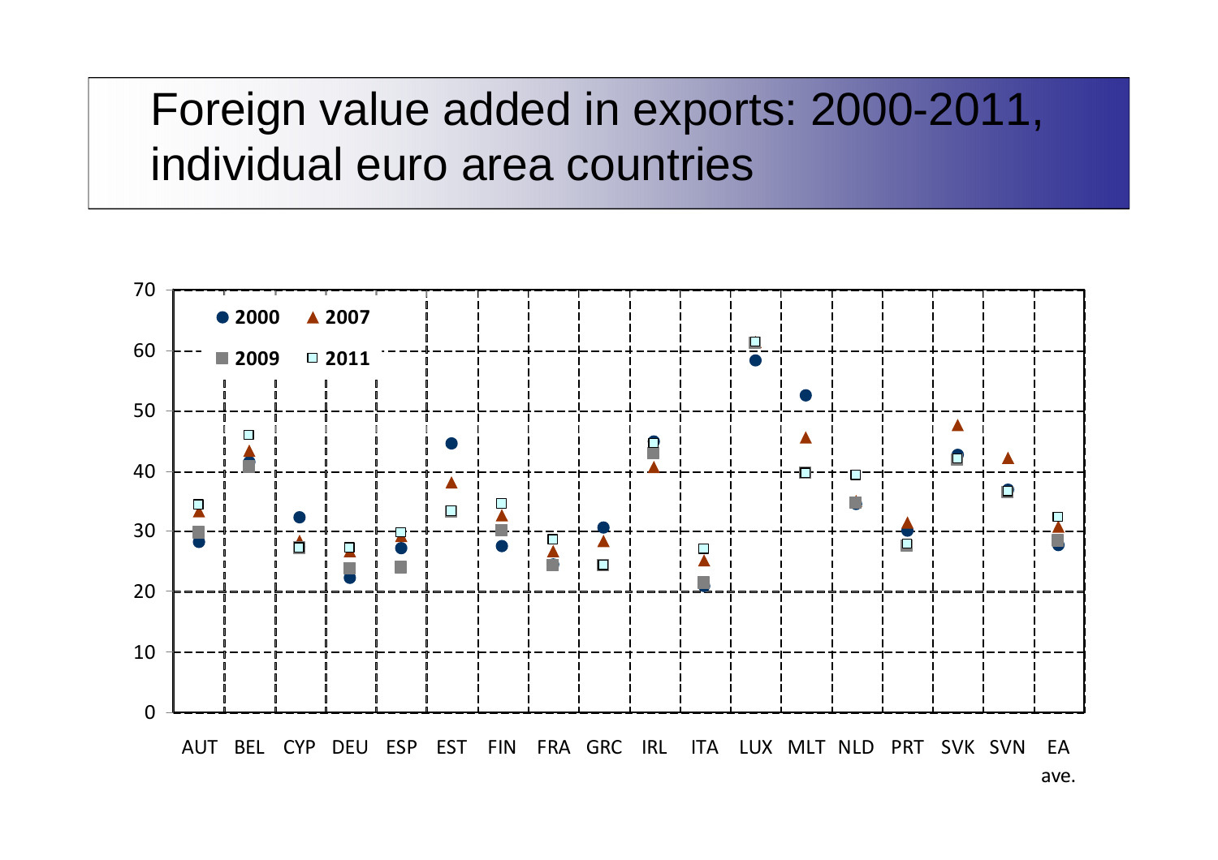# Foreign value added in exports: 2000-2011, individual euro area countries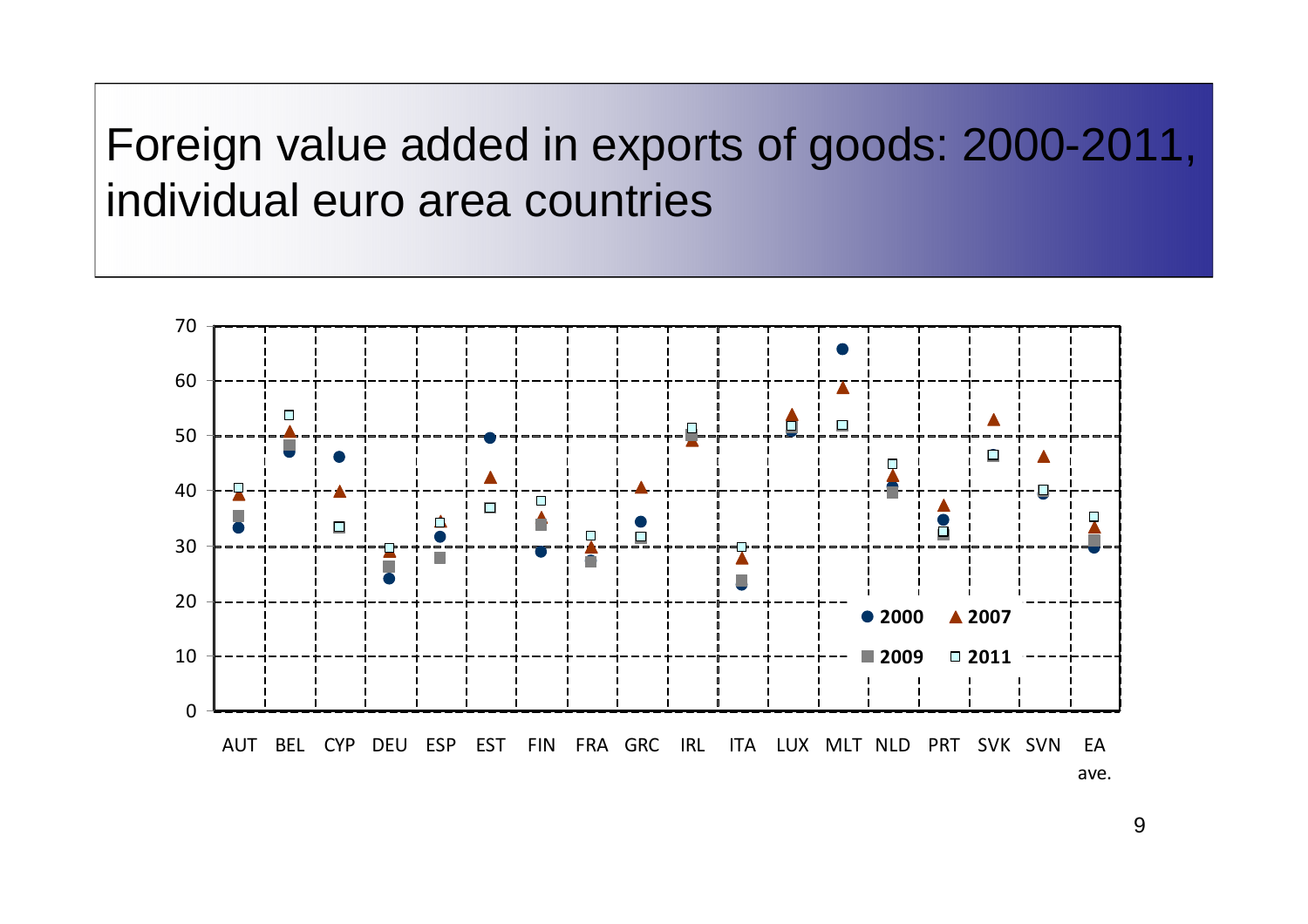# Foreign value added in exports of goods: 2000-2011, individual euro area countries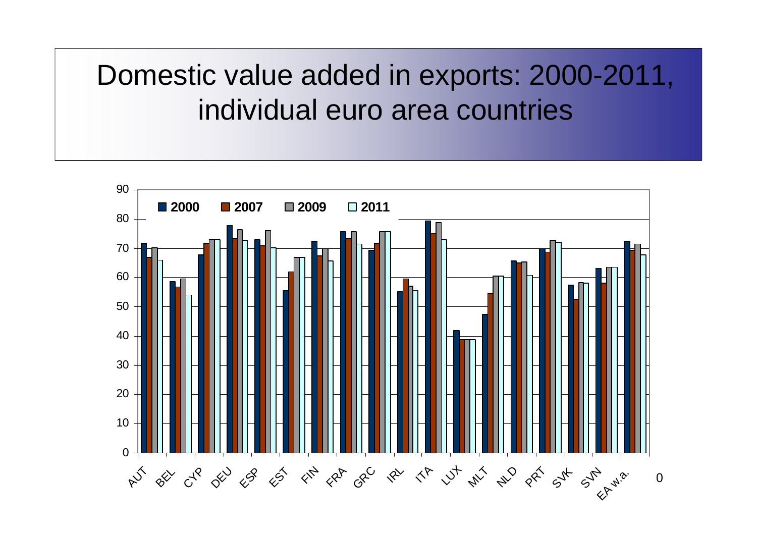# Domestic value added in exports: 2000-2011, individual euro area countries

| Country | 2000 | 2007 | 2009 | 2011 |
|---|---|---|---|---|
| AUT | 71.7 | 66.8 | 70.2 | 65.9 |
| BEL | 58.6 | 56.7 | 59.5 | 54.0 |
| CYP | 67.7 | 71.7 | 72.9 | 72.9 |
| DEU | 77.9 | 73.3 | 76.4 | 72.6 |
| ESP | 73.0 | 70.9 | 76.1 | 70.2 |
| EST | 55.6 | 61.9 | 66.9 | 66.9 |
| FIN | 72.4 | 67.4 | 70.0 | 65.7 |
| FRA | 75.8 | 73.3 | 75.7 | 71.4 |
| GRC | 69.3 | 71.7 | 75.7 | 75.7 |
| IRL | 55.2 | 59.5 | 57.0 | 55.6 |
| ITA | 79.4 | 75.1 | 78.9 | 73.0 |
| LUX | 42.0 | 38.8 | 38.8 | 38.8 |
| MLT | 47.4 | 54.7 | 60.5 | 60.5 |
| NLD | 65.7 | 65.0 | 65.3 | 60.7 |
| PRT | 70.0 | 68.7 | 72.6 | 72.1 |
| SVK | 57.4 | 52.6 | 58.2 | 58.1 |
| SVN | 63.2 | 58.1 | 63.5 | 63.5 |
| EA w.a. | 72.5 | 69.3 | 71.5 | 67.8 |

Note: values are approximate readings from the bar chart (y-axis 0–90).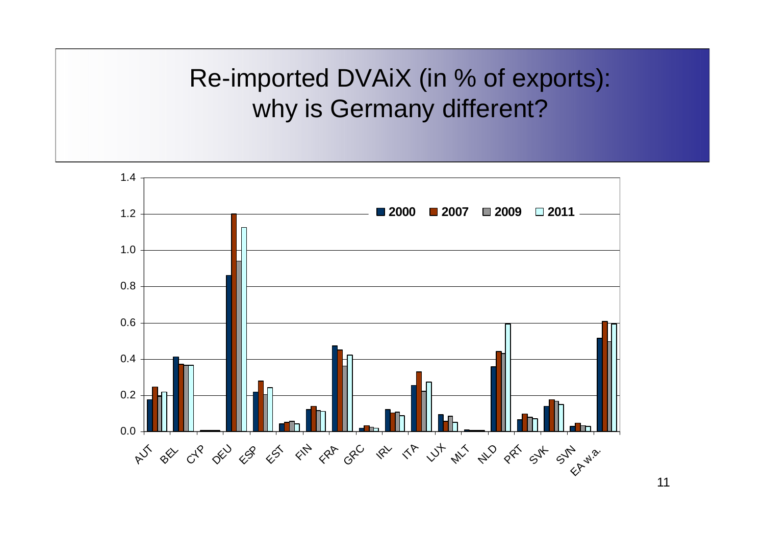# Re-imported DVAiX (in % of exports): why is Germany different?

| | 2000 | 2007 | 2009 | 2011 |
|---|---|---|---|---|
| AUT | 0.18 | 0.25 | 0.20 | 0.22 |
| BEL | 0.41 | 0.37 | 0.37 | 0.37 |
| CYP | 0.01 | 0.01 | 0.01 | 0.01 |
| DEU | 0.86 | 1.20 | 0.94 | 1.13 |
| ESP | 0.22 | 0.28 | 0.20 | 0.24 |
| EST | 0.04 | 0.05 | 0.06 | 0.04 |
| FIN | 0.12 | 0.14 | 0.12 | 0.11 |
| FRA | 0.47 | 0.45 | 0.36 | 0.42 |
| GRC | 0.02 | 0.03 | 0.02 | 0.02 |
| IRL | 0.12 | 0.10 | 0.11 | 0.09 |
| ITA | 0.26 | 0.33 | 0.22 | 0.27 |
| LUX | 0.09 | 0.06 | 0.08 | 0.05 |
| MLT | 0.01 | 0.01 | 0.01 | 0.01 |
| NLD | 0.36 | 0.44 | 0.43 | 0.59 |
| PRT | 0.07 | 0.10 | 0.08 | 0.07 |
| SVK | 0.14 | 0.18 | 0.17 | 0.15 |
| SVN | 0.03 | 0.05 | 0.03 | 0.03 |
| EA w.a. | 0.52 | 0.61 | 0.50 | 0.59 |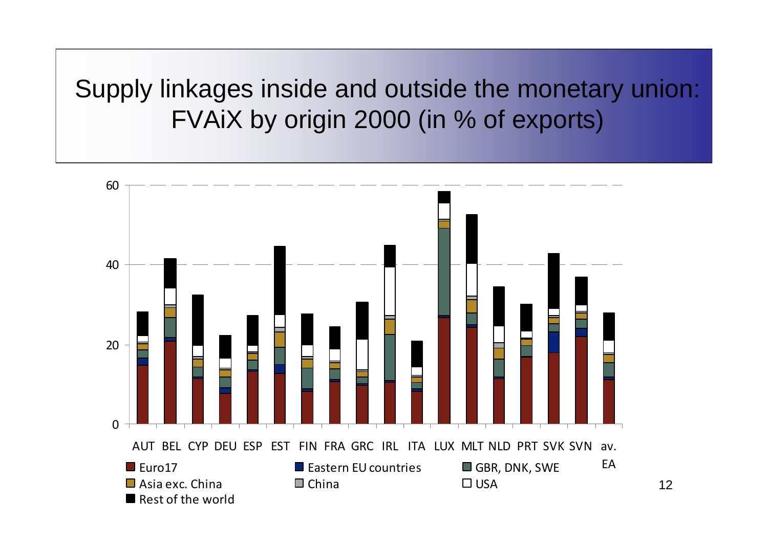# Supply linkages inside and outside the monetary union: FVAiX by origin 2000 (in % of exports)

60

40

20

0

AUT BEL CYP DEU ESP EST FIN FRA GRC IRL ITA LUX MLT NLD PRT SVK SVN av. EA

Euro17 | Eastern EU countries | GBR, DNK, SWE | Asia exc. China | China | USA | Rest of the world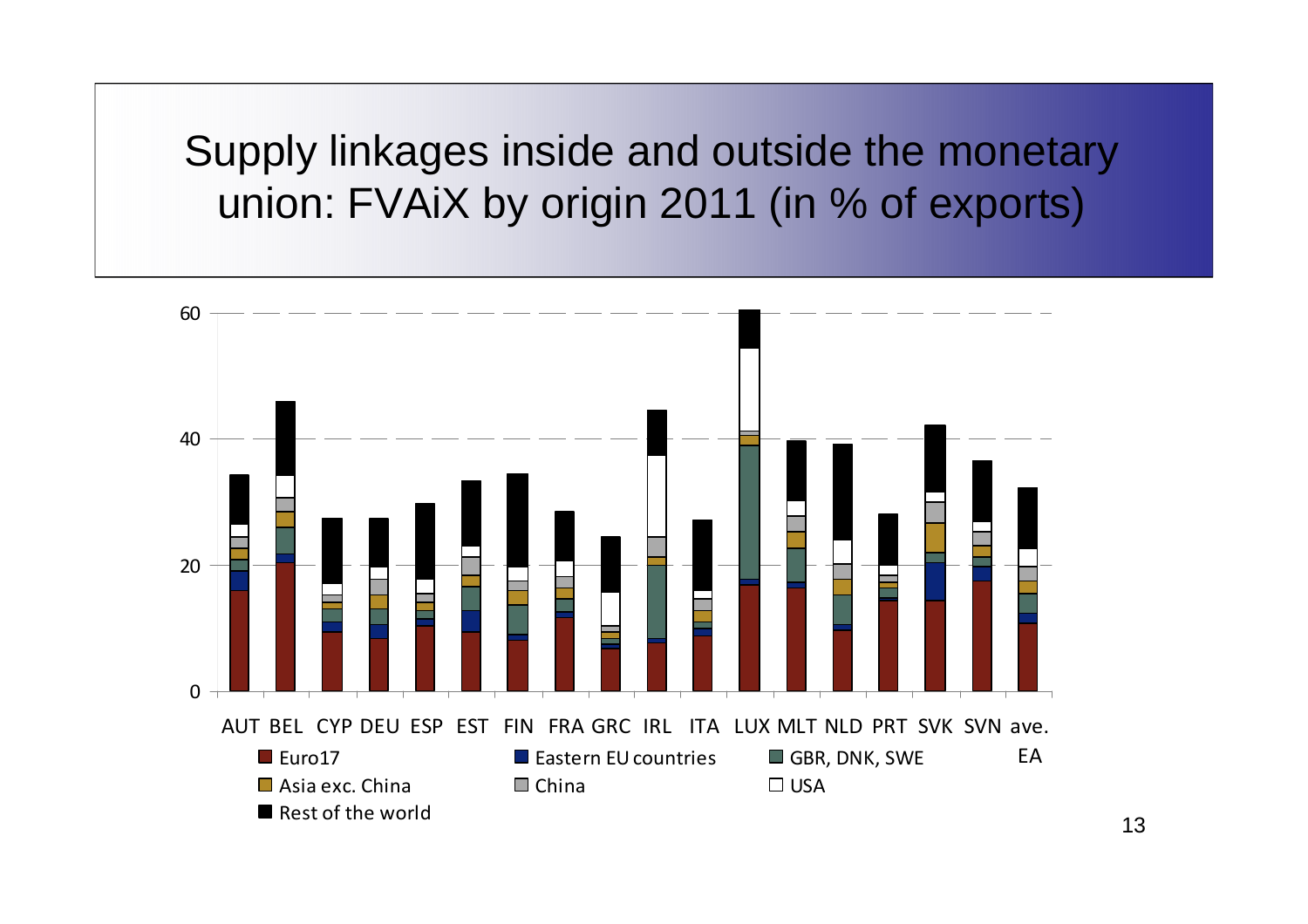# Supply linkages inside and outside the monetary union: FVAiX by origin 2011 (in % of exports)

60

40

20

0

AUT BEL CYP DEU ESP EST FIN FRA GRC IRL ITA LUX MLT NLD PRT SVK SVN ave. EA

Euro17 | Eastern EU countries | GBR, DNK, SWE | Asia exc. China | China | USA | Rest of the world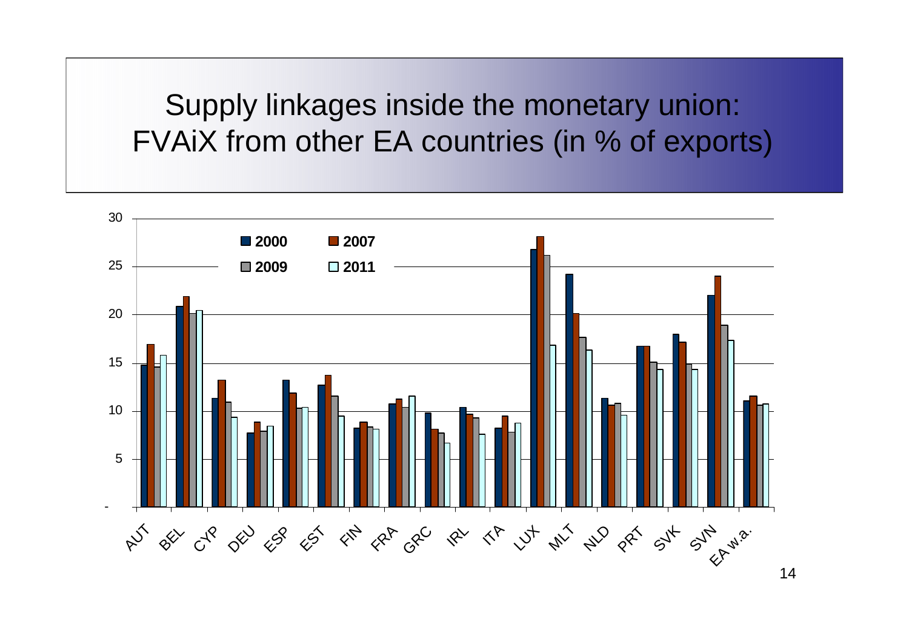# Supply linkages inside the monetary union: FVAiX from other EA countries (in % of exports)

| Country | 2000 | 2007 | 2009 | 2011 |
|---|---|---|---|---|
| AUT | 14.8 | 16.9 | 14.6 | 15.8 |
| BEL | 20.9 | 21.9 | 20.2 | 20.5 |
| CYP | 11.3 | 13.2 | 10.9 | 9.3 |
| DEU | 7.7 | 8.8 | 7.9 | 8.4 |
| ESP | 13.2 | 11.8 | 10.3 | 10.4 |
| EST | 12.7 | 13.7 | 11.6 | 9.5 |
| FIN | 8.2 | 8.8 | 8.3 | 8.1 |
| FRA | 10.7 | 11.2 | 10.4 | 11.6 |
| GRC | 9.8 | 8.1 | 7.7 | 6.6 |
| IRL | 10.4 | 9.7 | 9.3 | 7.6 |
| ITA | 8.2 | 9.5 | 7.8 | 8.7 |
| LUX | 26.8 | 28.1 | 26.2 | 16.8 |
| MLT | 24.2 | 20.2 | 17.7 | 16.3 |
| NLD | 11.3 | 10.6 | 10.8 | 9.6 |
| PRT | 16.7 | 16.7 | 15.1 | 14.3 |
| SVK | 18.0 | 17.1 | 14.9 | 14.3 |
| SVN | 22.0 | 24.0 | 18.9 | 17.3 |
| EA w.a. | 11.0 | 11.6 | 10.6 | 10.7 |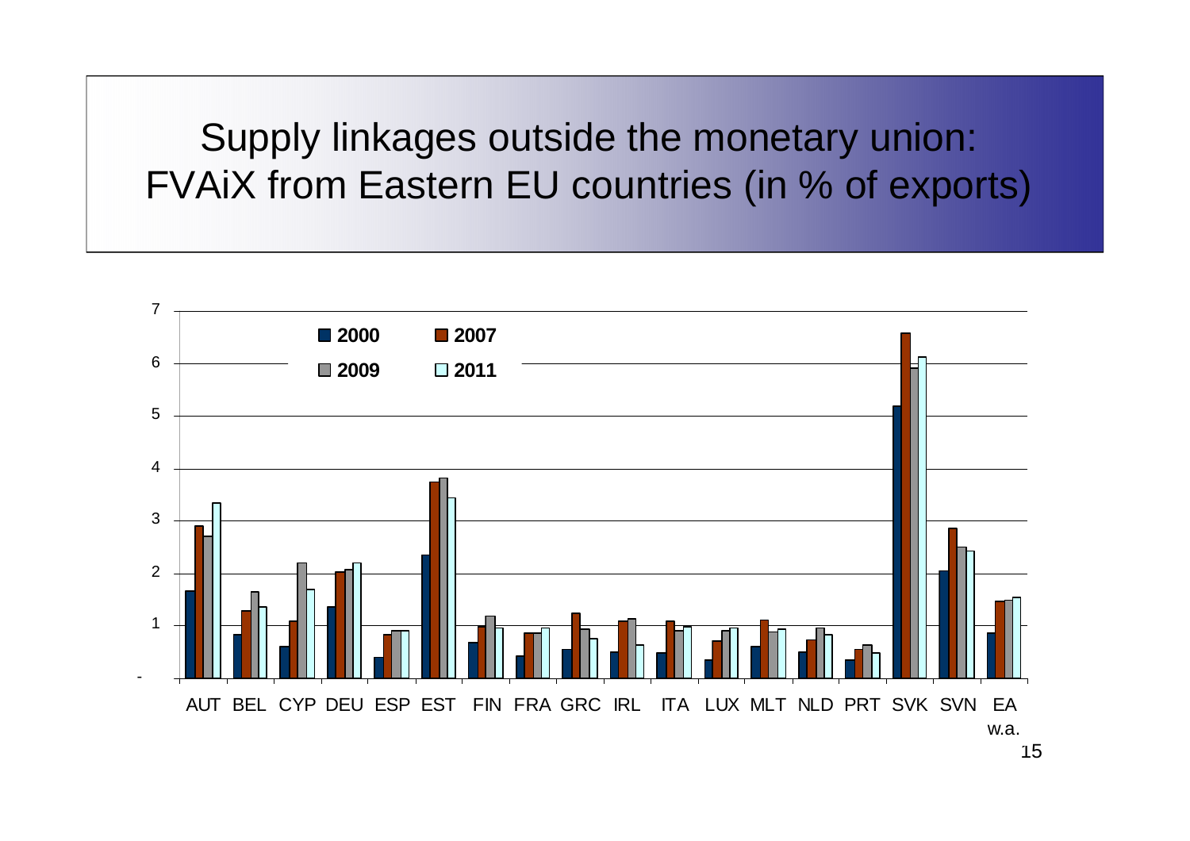# Supply linkages outside the monetary union: FVAiX from Eastern EU countries (in % of exports)

| | 2000 | 2007 | 2009 | 2011 |
|---|---|---|---|---|
| AUT | 1.65 | 2.9 | 2.7 | 3.35 |
| BEL | 0.82 | 1.28 | 1.65 | 1.35 |
| CYP | 0.6 | 1.08 | 2.2 | 1.7 |
| DEU | 1.36 | 2.02 | 2.07 | 2.2 |
| ESP | 0.4 | 0.82 | 0.9 | 0.9 |
| EST | 2.35 | 3.75 | 3.82 | 3.45 |
| FIN | 0.68 | 0.98 | 1.18 | 0.96 |
| FRA | 0.42 | 0.86 | 0.86 | 0.96 |
| GRC | 0.55 | 1.24 | 0.93 | 0.75 |
| IRL | 0.5 | 1.08 | 1.13 | 0.63 |
| ITA | 0.49 | 1.08 | 0.9 | 0.98 |
| LUX | 0.35 | 0.7 | 0.9 | 0.96 |
| MLT | 0.6 | 1.1 | 0.88 | 0.93 |
| NLD | 0.5 | 0.72 | 0.96 | 0.83 |
| PRT | 0.35 | 0.55 | 0.63 | 0.48 |
| SVK | 5.2 | 6.58 | 5.9 | 6.12 |
| SVN | 2.05 | 2.85 | 2.5 | 2.42 |
| EA w.a. | 0.86 | 1.46 | 1.48 | 1.54 |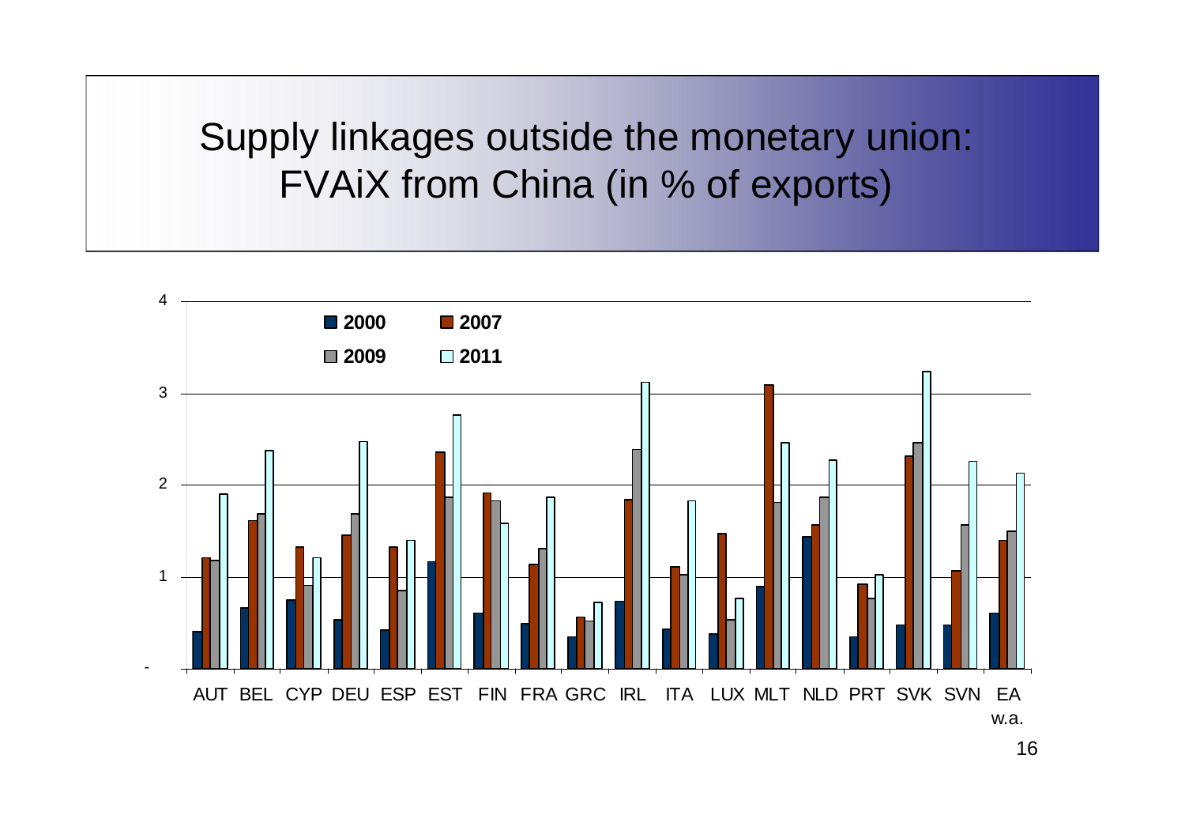# Supply linkages outside the monetary union: FVAiX from China (in % of exports)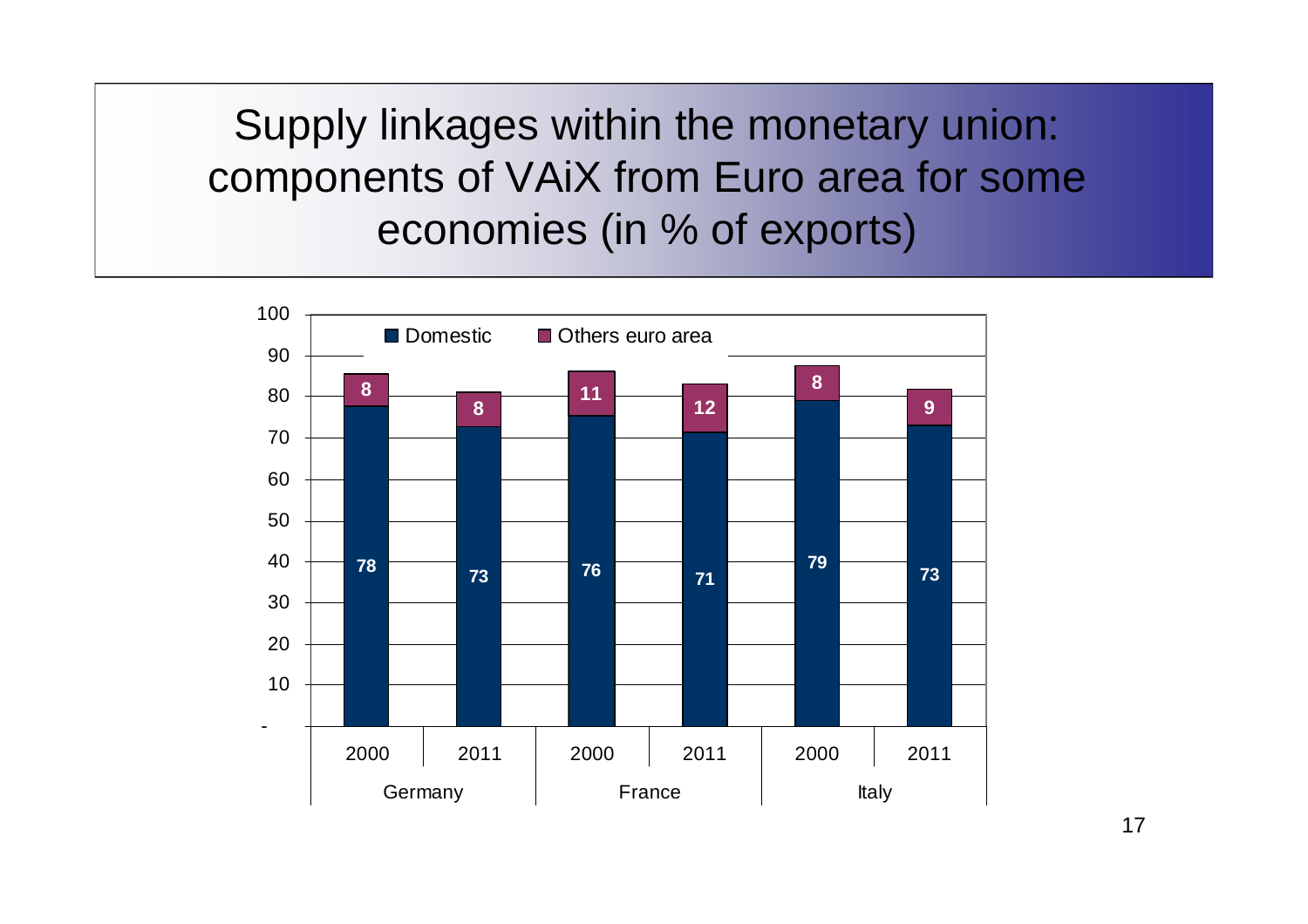# Supply linkages within the monetary union: components of VAiX from Euro area for some economies (in % of exports)

| Country | Year | Domestic | Others euro area |
|---|---|---|---|
| Germany | 2000 | 78 | 8 |
| Germany | 2011 | 73 | 8 |
| France | 2000 | 76 | 11 |
| France | 2011 | 71 | 12 |
| Italy | 2000 | 79 | 8 |
| Italy | 2011 | 73 | 9 |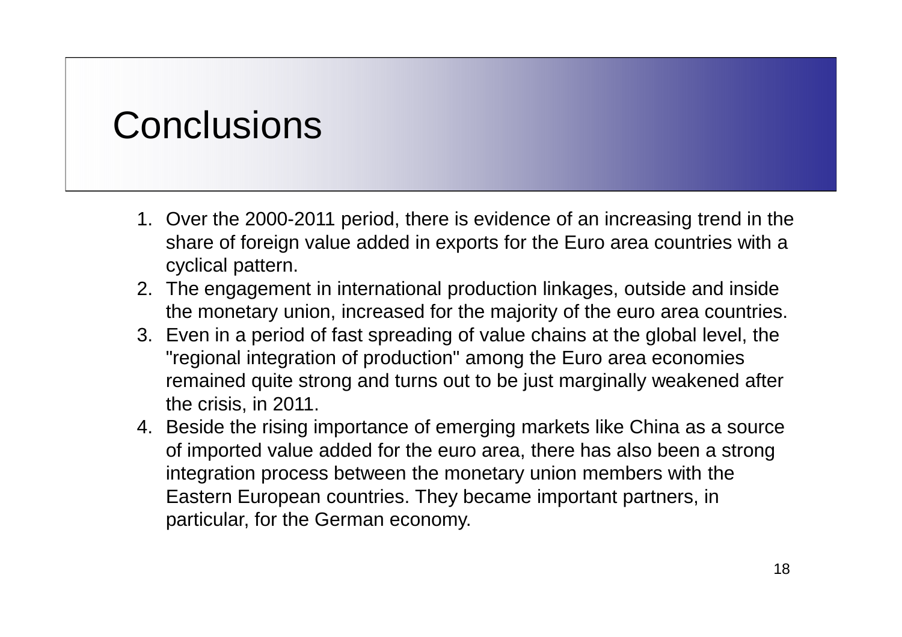# Conclusions

1. Over the 2000-2011 period, there is evidence of an increasing trend in the share of foreign value added in exports for the Euro area countries with a cyclical pattern.
2. The engagement in international production linkages, outside and inside the monetary union, increased for the majority of the euro area countries.
3. Even in a period of fast spreading of value chains at the global level, the "regional integration of production" among the Euro area economies remained quite strong and turns out to be just marginally weakened after the crisis, in 2011.
4. Beside the rising importance of emerging markets like China as a source of imported value added for the euro area, there has also been a strong integration process between the monetary union members with the Eastern European countries. They became important partners, in particular, for the German economy.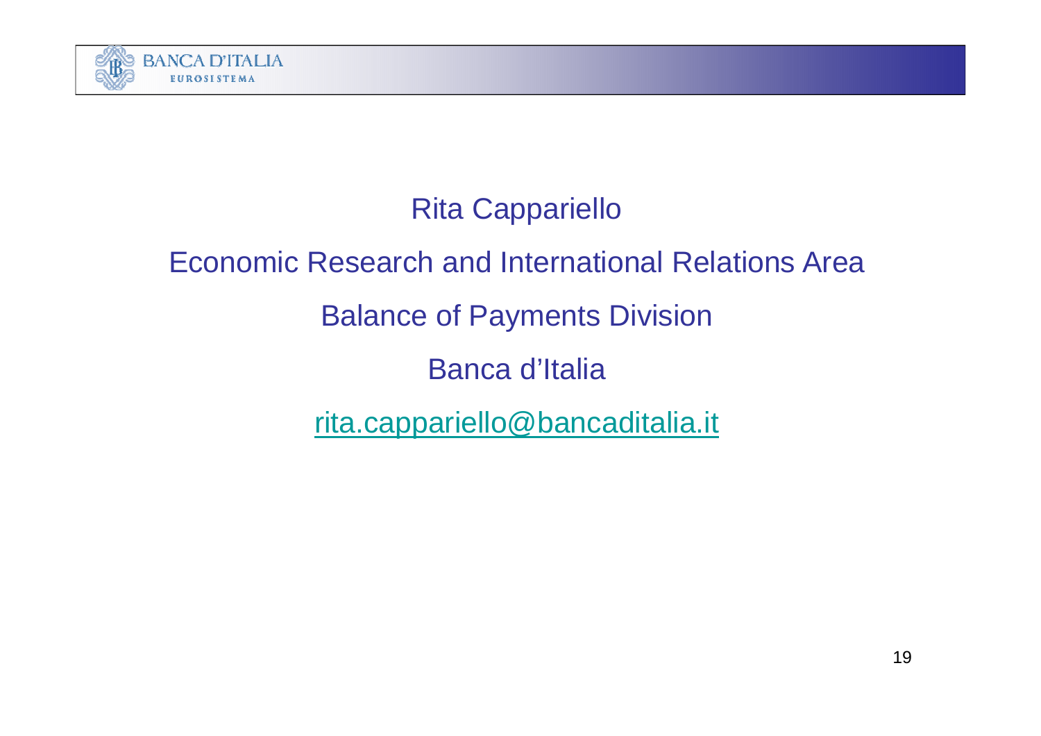Rita Cappariello

Economic Research and International Relations Area

Balance of Payments Division

Banca d’Italia

rita.cappariello@bancaditalia.it